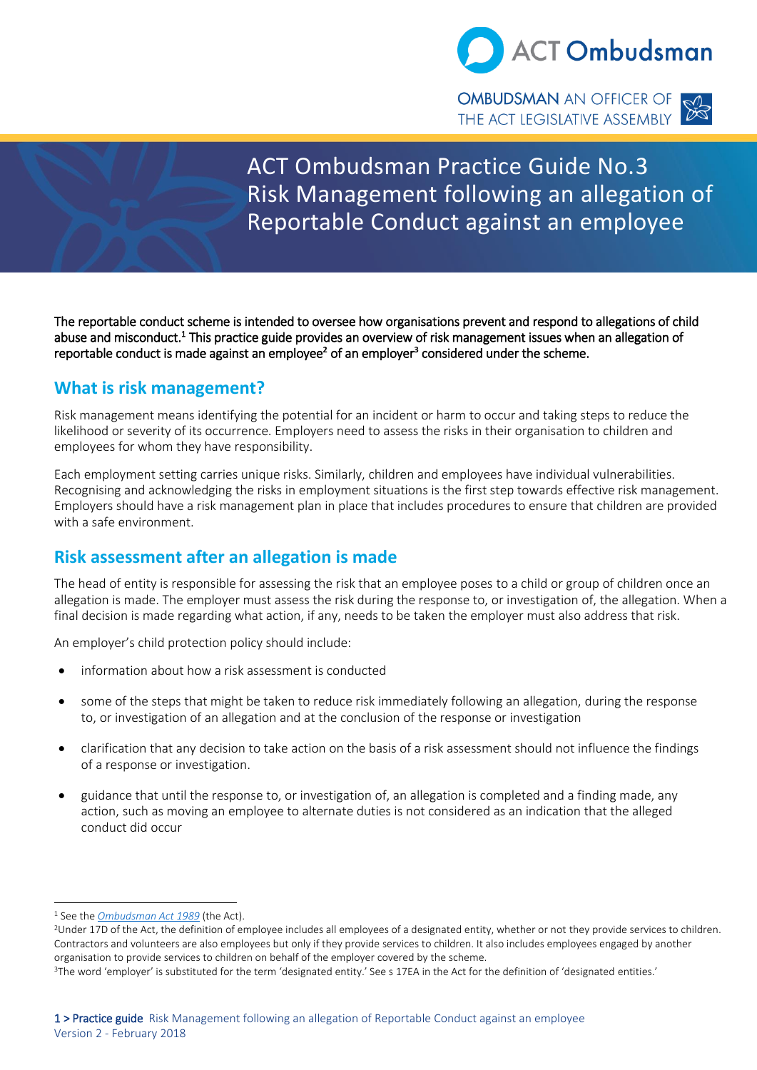# ACT Ombudsman Practice Guide No.3 Risk Management following an allegation of Reportable Conduct against an employee

**The reportable conduct scheme is intended to oversee how organisations prevent and respond to allegations of child abuse and misconduct.[1] This practice guide provides an overview of risk management issues when an allegation of reportable conduct is made against an employee[2] of an employer[3] considered under the scheme.**

## What is risk management?

Risk management means identifying the potential for an incident or harm to occur and taking steps to reduce the likelihood or severity of its occurrence. Employers need to assess the risks in their organisation to children and employees for whom they have responsibility.

Each employment setting carries unique risks. Similarly, children and employees have individual vulnerabilities. Recognising and acknowledging the risks in employment situations is the first step towards effective risk management. Employers should have a risk management plan in place that includes procedures to ensure that children are provided with a safe environment.

## Risk assessment after an allegation is made

The head of entity is responsible for assessing the risk that an employee poses to a child or group of children once an allegation is made. The employer must assess the risk during the response to, or investigation of, the allegation. When a final decision is made regarding what action, if any, needs to be taken the employer must also address that risk.

An employer's child protection policy should include:

- information about how a risk assessment is conducted
- some of the steps that might be taken to reduce risk immediately following an allegation, during the response to, or investigation of an allegation and at the conclusion of the response or investigation
- clarification that any decision to take action on the basis of a risk assessment should not influence the findings of a response or investigation.
- guidance that until the response to, or investigation of, an allegation is completed and a finding made, any action, such as moving an employee to alternate duties is not considered as an indication that the alleged conduct did occur

---

[1] See the *Ombudsman Act 1989* (the Act).

[2] Under 17D of the Act, the definition of employee includes all employees of a designated entity, whether or not they provide services to children. Contractors and volunteers are also employees but only if they provide services to children. It also includes employees engaged by another organisation to provide services to children on behalf of the employer covered by the scheme.

[3] The word 'employer' is substituted for the term 'designated entity.' See s 17EA in the Act for the definition of 'designated entities.'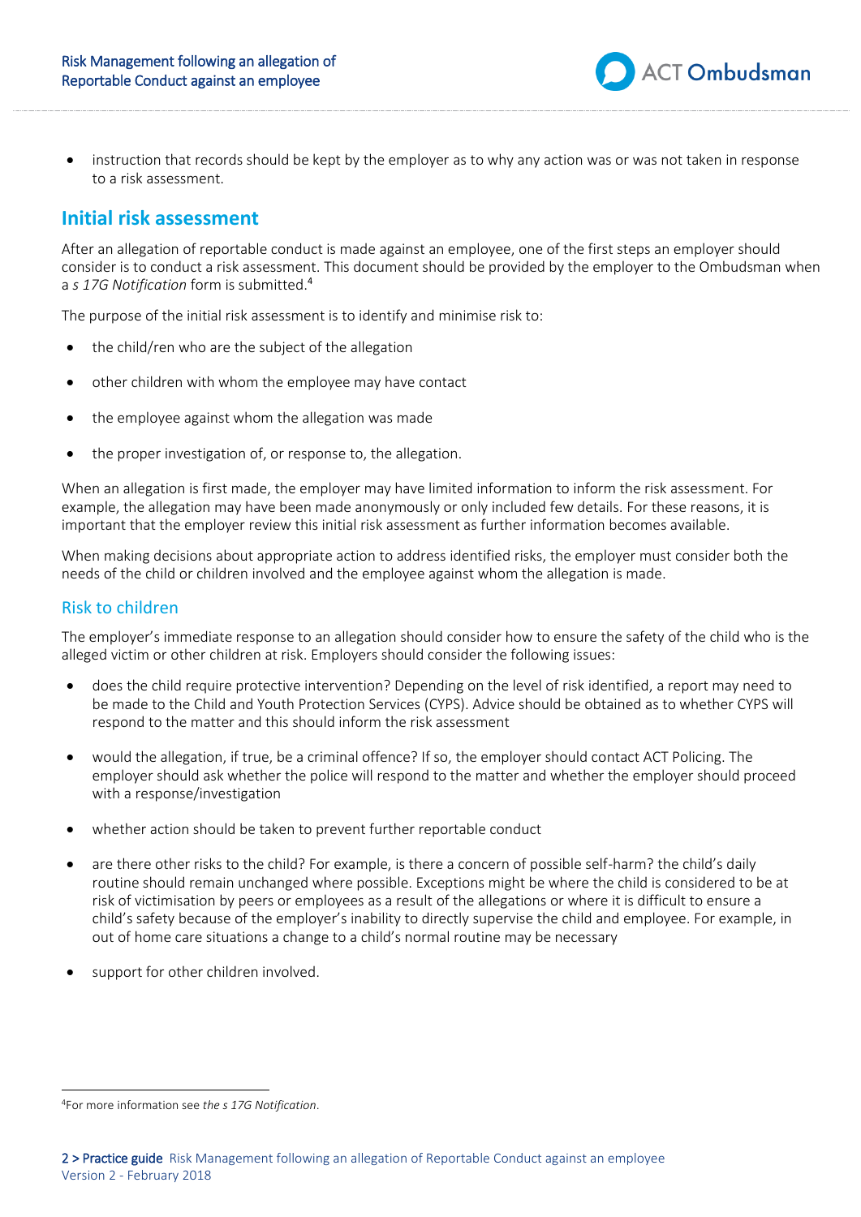- instruction that records should be kept by the employer as to why any action was or was not taken in response to a risk assessment.

## Initial risk assessment

After an allegation of reportable conduct is made against an employee, one of the first steps an employer should consider is to conduct a risk assessment. This document should be provided by the employer to the Ombudsman when a *s 17G Notification* form is submitted.[4]

The purpose of the initial risk assessment is to identify and minimise risk to:

- the child/ren who are the subject of the allegation
- other children with whom the employee may have contact
- the employee against whom the allegation was made
- the proper investigation of, or response to, the allegation.

When an allegation is first made, the employer may have limited information to inform the risk assessment. For example, the allegation may have been made anonymously or only included few details. For these reasons, it is important that the employer review this initial risk assessment as further information becomes available.

When making decisions about appropriate action to address identified risks, the employer must consider both the needs of the child or children involved and the employee against whom the allegation is made.

### Risk to children

The employer's immediate response to an allegation should consider how to ensure the safety of the child who is the alleged victim or other children at risk. Employers should consider the following issues:

- does the child require protective intervention? Depending on the level of risk identified, a report may need to be made to the Child and Youth Protection Services (CYPS). Advice should be obtained as to whether CYPS will respond to the matter and this should inform the risk assessment
- would the allegation, if true, be a criminal offence? If so, the employer should contact ACT Policing. The employer should ask whether the police will respond to the matter and whether the employer should proceed with a response/investigation
- whether action should be taken to prevent further reportable conduct
- are there other risks to the child? For example, is there a concern of possible self-harm? the child's daily routine should remain unchanged where possible. Exceptions might be where the child is considered to be at risk of victimisation by peers or employees as a result of the allegations or where it is difficult to ensure a child's safety because of the employer's inability to directly supervise the child and employee. For example, in out of home care situations a change to a child's normal routine may be necessary
- support for other children involved.

[4] For more information see *the s 17G Notification*.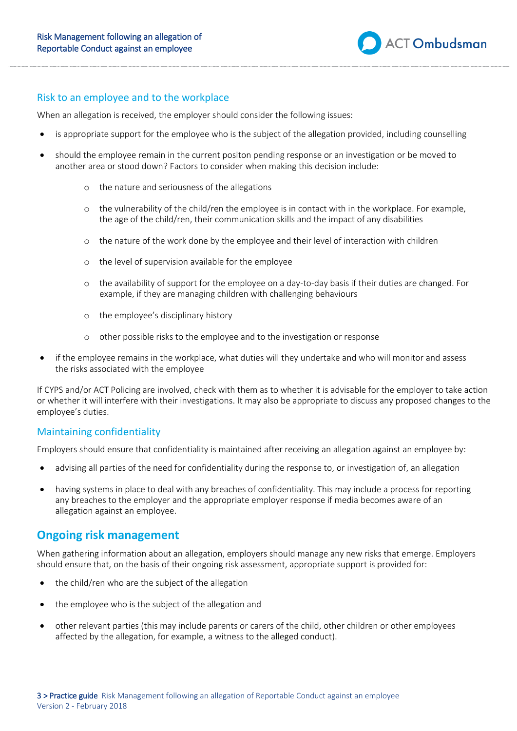### Risk to an employee and to the workplace

When an allegation is received, the employer should consider the following issues:

- is appropriate support for the employee who is the subject of the allegation provided, including counselling
- should the employee remain in the current positon pending response or an investigation or be moved to another area or stood down? Factors to consider when making this decision include:
  - the nature and seriousness of the allegations
  - the vulnerability of the child/ren the employee is in contact with in the workplace. For example, the age of the child/ren, their communication skills and the impact of any disabilities
  - the nature of the work done by the employee and their level of interaction with children
  - the level of supervision available for the employee
  - the availability of support for the employee on a day-to-day basis if their duties are changed. For example, if they are managing children with challenging behaviours
  - the employee's disciplinary history
  - other possible risks to the employee and to the investigation or response
- if the employee remains in the workplace, what duties will they undertake and who will monitor and assess the risks associated with the employee

If CYPS and/or ACT Policing are involved, check with them as to whether it is advisable for the employer to take action or whether it will interfere with their investigations. It may also be appropriate to discuss any proposed changes to the employee's duties.

### Maintaining confidentiality

Employers should ensure that confidentiality is maintained after receiving an allegation against an employee by:

- advising all parties of the need for confidentiality during the response to, or investigation of, an allegation
- having systems in place to deal with any breaches of confidentiality. This may include a process for reporting any breaches to the employer and the appropriate employer response if media becomes aware of an allegation against an employee.

## Ongoing risk management

When gathering information about an allegation, employers should manage any new risks that emerge. Employers should ensure that, on the basis of their ongoing risk assessment, appropriate support is provided for:

- the child/ren who are the subject of the allegation
- the employee who is the subject of the allegation and
- other relevant parties (this may include parents or carers of the child, other children or other employees affected by the allegation, for example, a witness to the alleged conduct).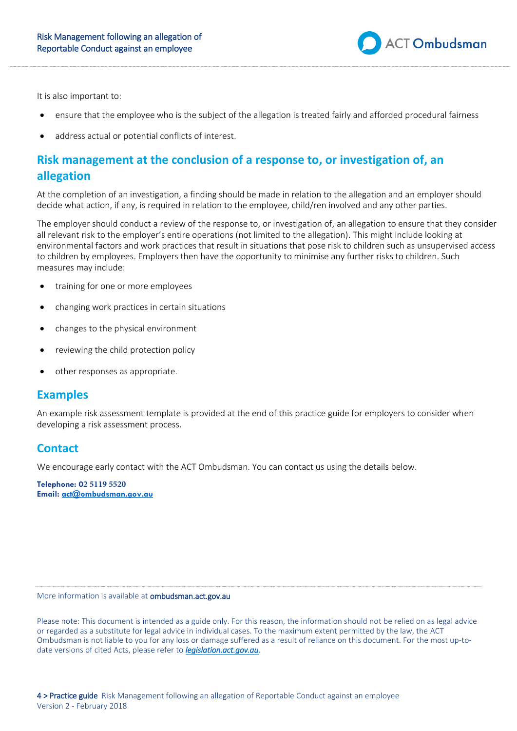It is also important to:

- ensure that the employee who is the subject of the allegation is treated fairly and afforded procedural fairness
- address actual or potential conflicts of interest.

## Risk management at the conclusion of a response to, or investigation of, an allegation

At the completion of an investigation, a finding should be made in relation to the allegation and an employer should decide what action, if any, is required in relation to the employee, child/ren involved and any other parties.

The employer should conduct a review of the response to, or investigation of, an allegation to ensure that they consider all relevant risk to the employer's entire operations (not limited to the allegation). This might include looking at environmental factors and work practices that result in situations that pose risk to children such as unsupervised access to children by employees. Employers then have the opportunity to minimise any further risks to children. Such measures may include:

- training for one or more employees
- changing work practices in certain situations
- changes to the physical environment
- reviewing the child protection policy
- other responses as appropriate.

## Examples

An example risk assessment template is provided at the end of this practice guide for employers to consider when developing a risk assessment process.

## Contact

We encourage early contact with the ACT Ombudsman. You can contact us using the details below.

**Telephone: 02 5119 5520**
**Email: act@ombudsman.gov.au**

More information is available at ombudsman.act.gov.au

Please note: This document is intended as a guide only. For this reason, the information should not be relied on as legal advice or regarded as a substitute for legal advice in individual cases. To the maximum extent permitted by the law, the ACT Ombudsman is not liable to you for any loss or damage suffered as a result of reliance on this document. For the most up-to-date versions of cited Acts, please refer to *legislation.act.gov.au*.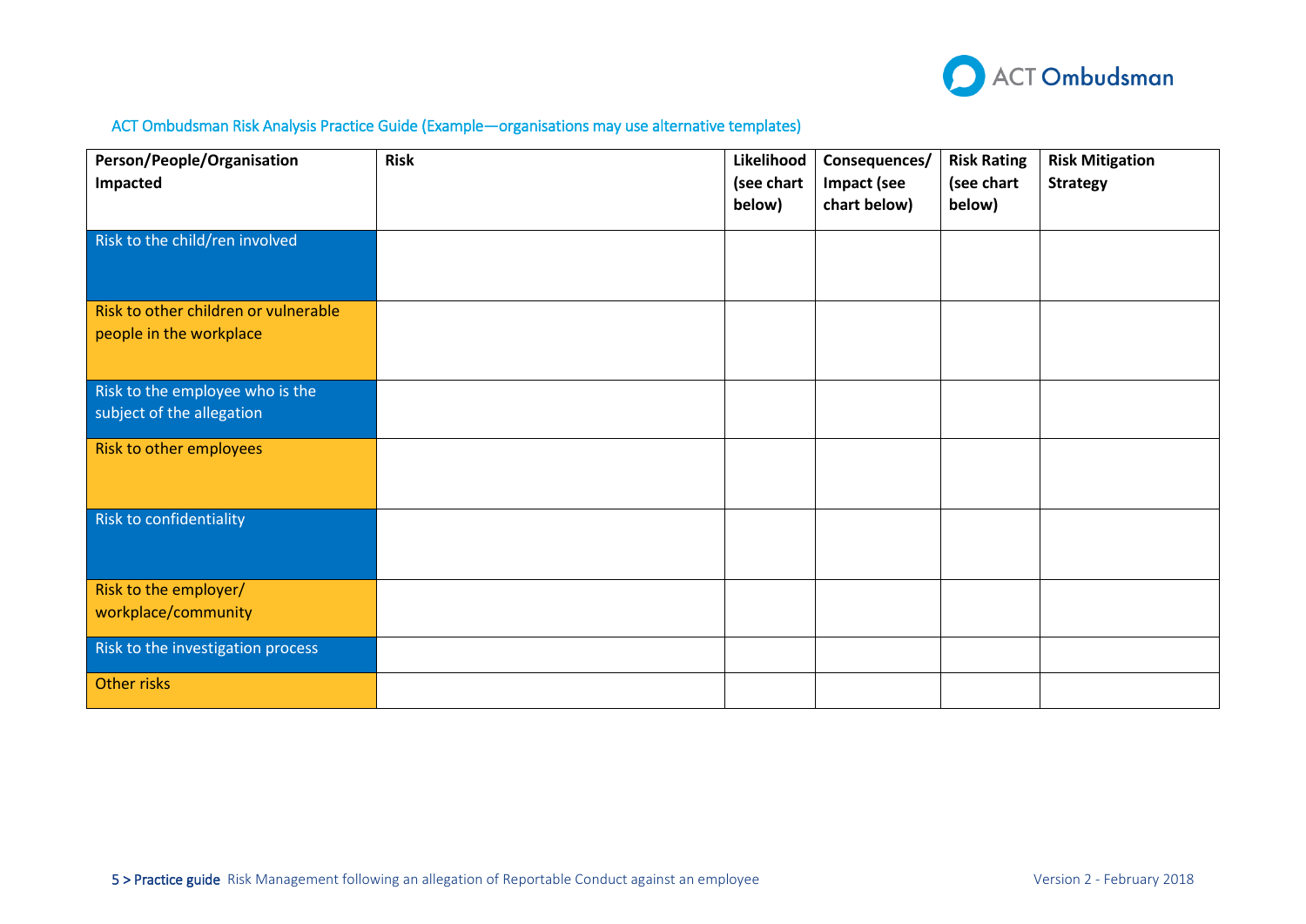ACT Ombudsman Risk Analysis Practice Guide (Example—organisations may use alternative templates)

| Person/People/Organisation Impacted | Risk | Likelihood (see chart below) | Consequences/ Impact (see chart below) | Risk Rating (see chart below) | Risk Mitigation Strategy |
|---|---|---|---|---|---|
| Risk to the child/ren involved | | | | | |
| Risk to other children or vulnerable people in the workplace | | | | | |
| Risk to the employee who is the subject of the allegation | | | | | |
| Risk to other employees | | | | | |
| Risk to confidentiality | | | | | |
| Risk to the employer/ workplace/community | | | | | |
| Risk to the investigation process | | | | | |
| Other risks | | | | | |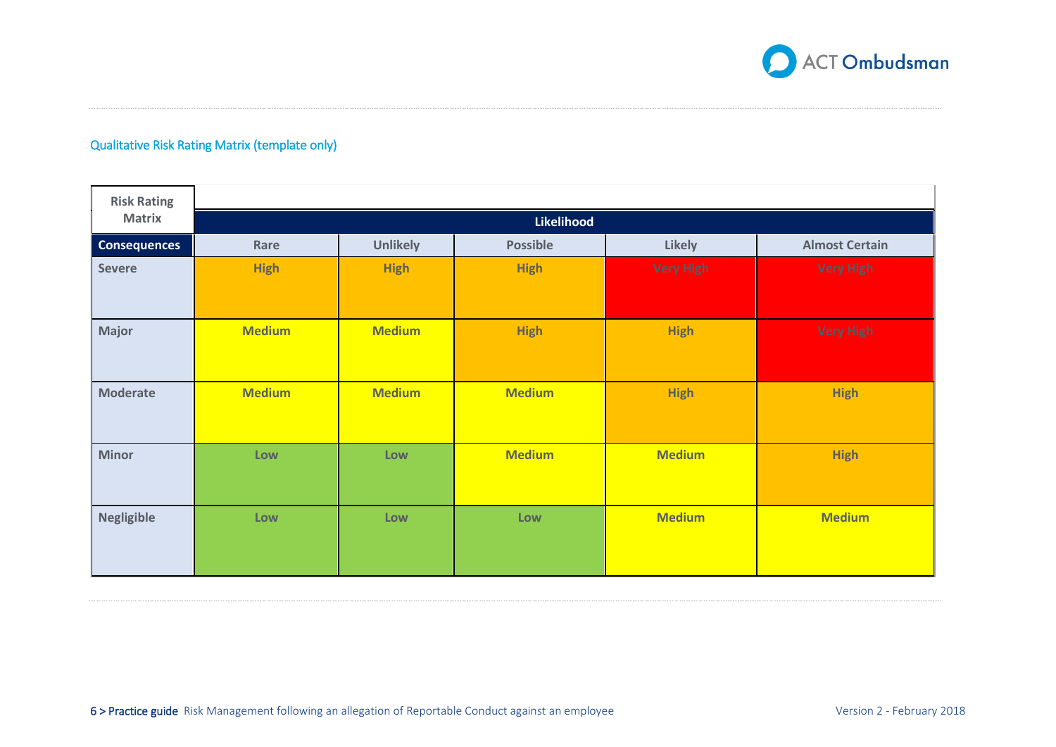Qualitative Risk Rating Matrix (template only)

| Risk Rating Matrix | Likelihood | | | | |
|---|---|---|---|---|---|
| **Consequences** | Rare | Unlikely | Possible | Likely | Almost Certain |
| **Severe** | High | High | High | Very High | Very High |
| **Major** | Medium | Medium | High | High | Very High |
| **Moderate** | Medium | Medium | Medium | High | High |
| **Minor** | Low | Low | Medium | Medium | High |
| **Negligible** | Low | Low | Low | Medium | Medium |